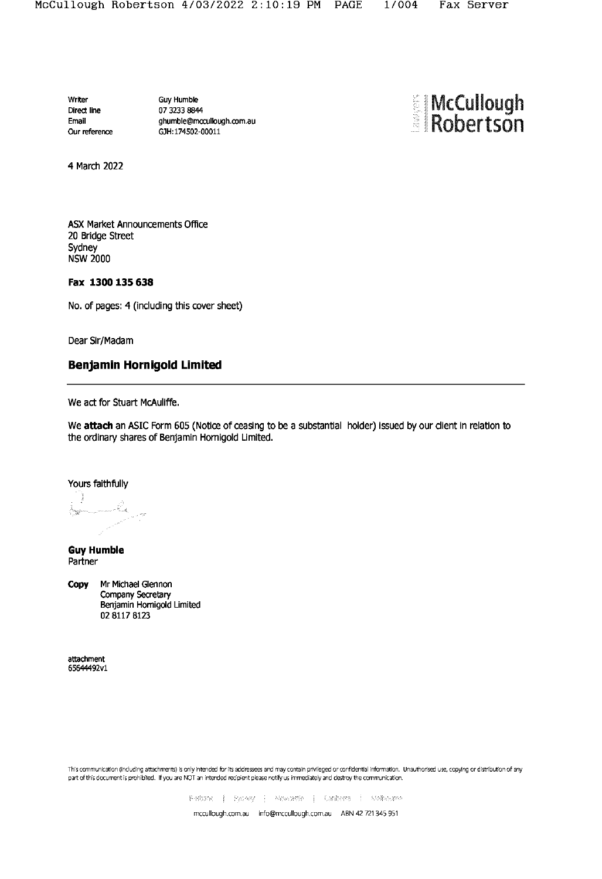| | |
|---|---|
| Writer | Guy Humble |
| Direct line | 07 3233 8844 |
| Email | ghumble@mccullough.com.au |
| Our reference | GJH:174502-00011 |

**McCullough Robertson**

4 March 2022

ASX Market Announcements Office
20 Bridge Street
Sydney
NSW 2000

**Fax 1300 135 638**

No. of pages: 4 (including this cover sheet)

Dear Sir/Madam

## Benjamin Hornigold Limited

We act for Stuart McAuliffe.

We **attach** an ASIC Form 605 (Notice of ceasing to be a substantial holder) issued by our client in relation to the ordinary shares of Benjamin Hornigold Limited.

Yours faithfully

**Guy Humble**
Partner

**Copy** Mr Michael Glennon
Company Secretary
Benjamin Hornigold Limited
02 8117 8123

attachment
65644492v1

This communication (including attachments) is only intended for its addressees and may contain privileged or confidential information. Unauthorised use, copying or distribution of any part of this document is prohibited. If you are NOT an intended recipient please notify us immediately and destroy the communication.

Brisbane | Sydney | Newcastle | Canberra | Melbourne

mccullough.com.au info@mccullough.com.au ABN 42 721 345 951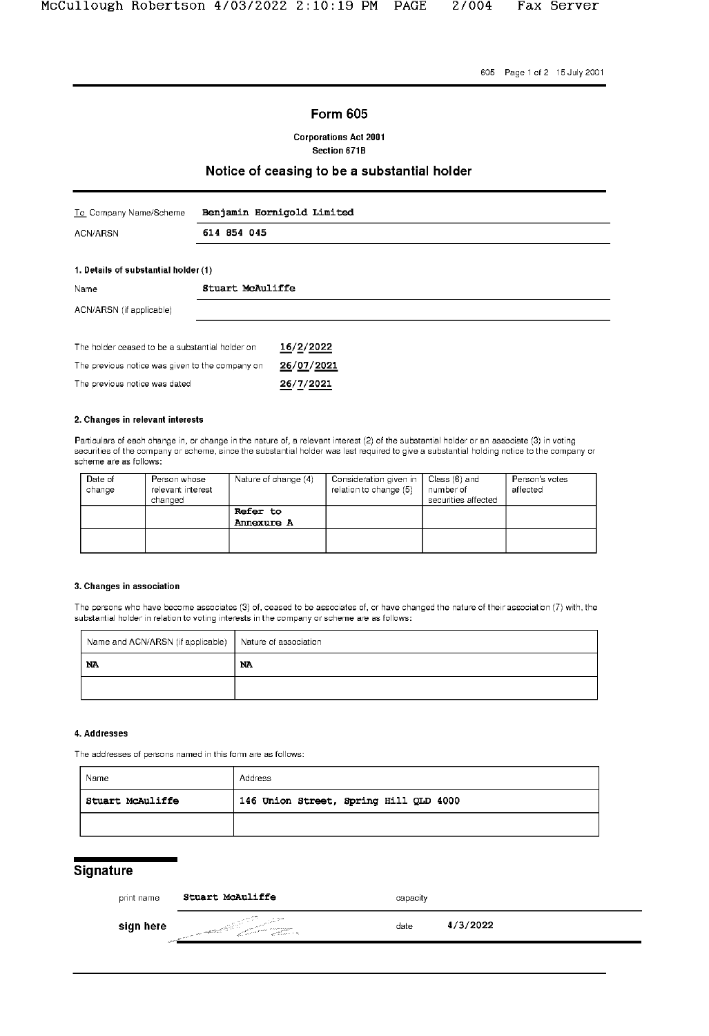# Form 605

**Corporations Act 2001**
**Section 671B**

## Notice of ceasing to be a substantial holder

| | |
|---|---|
| To Company Name/Scheme | Benjamin Hornigold Limited |
| ACN/ARSN | 614 854 045 |

### 1. Details of substantial holder (1)

| | |
|---|---|
| Name | Stuart McAuliffe |
| ACN/ARSN (if applicable) | |

| | |
|---|---|
| The holder ceased to be a substantial holder on | 16/2/2022 |
| The previous notice was given to the company on | 26/07/2021 |
| The previous notice was dated | 26/7/2021 |

### 2. Changes in relevant interests

Particulars of each change in, or change in the nature of, a relevant interest (2) of the substantial holder or an associate (3) in voting securities of the company or scheme, since the substantial holder was last required to give a substantial holding notice to the company or scheme are as follows:

| Date of change | Person whose relevant interest changed | Nature of change (4) | Consideration given in relation to change (5) | Class (6) and number of securities affected | Person's votes affected |
|---|---|---|---|---|---|
| | | Refer to Annexure A | | | |
| | | | | | |

### 3. Changes in association

The persons who have become associates (3) of, ceased to be associates of, or have changed the nature of their association (7) with, the substantial holder in relation to voting interests in the company or scheme are as follows:

| Name and ACN/ARSN (if applicable) | Nature of association |
|---|---|
| NA | NA |
| | |

### 4. Addresses

The addresses of persons named in this form are as follows:

| Name | Address |
|---|---|
| Stuart McAuliffe | 146 Union Street, Spring Hill QLD 4000 |
| | |

## Signature

| | | | |
|---|---|---|---|
| print name | Stuart McAuliffe | capacity | |
| sign here | | date | 4/3/2022 |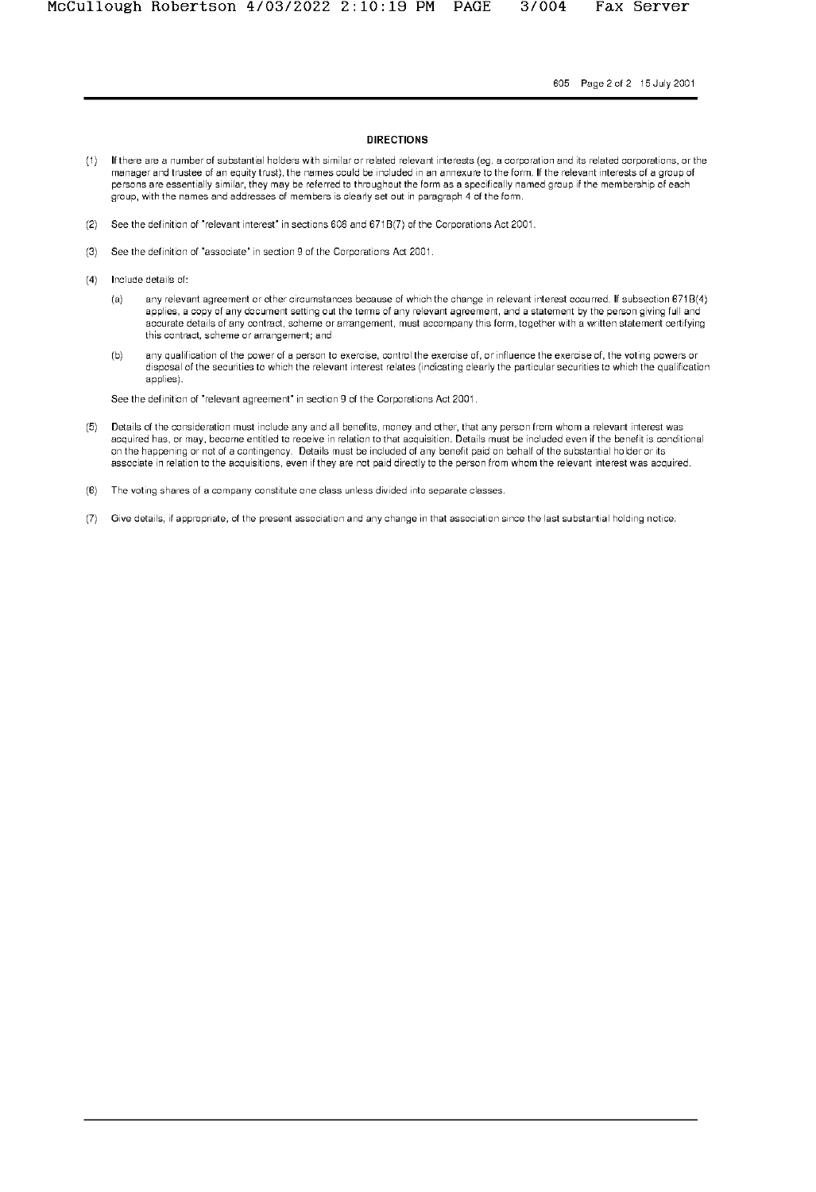## DIRECTIONS

(1) If there are a number of substantial holders with similar or related relevant interests (eg. a corporation and its related corporations, or the manager and trustee of an equity trust), the names could be included in an annexure to the form. If the relevant interests of a group of persons are essentially similar, they may be referred to throughout the form as a specifically named group if the membership of each group, with the names and addresses of members is clearly set out in paragraph 4 of the form.

(2) See the definition of "relevant interest" in sections 608 and 671B(7) of the Corporations Act 2001.

(3) See the definition of "associate" in section 9 of the Corporations Act 2001.

(4) Include details of:

   (a) any relevant agreement or other circumstances because of which the change in relevant interest occurred. If subsection 671B(4) applies, a copy of any document setting out the terms of any relevant agreement, and a statement by the person giving full and accurate details of any contract, scheme or arrangement, must accompany this form, together with a written statement certifying this contract, scheme or arrangement; and

   (b) any qualification of the power of a person to exercise, control the exercise of, or influence the exercise of, the voting powers or disposal of the securities to which the relevant interest relates (indicating clearly the particular securities to which the qualification applies).

   See the definition of "relevant agreement" in section 9 of the Corporations Act 2001.

(5) Details of the consideration must include any and all benefits, money and other, that any person from whom a relevant interest was acquired has, or may, become entitled to receive in relation to that acquisition. Details must be included even if the benefit is conditional on the happening or not of a contingency. Details must be included of any benefit paid on behalf of the substantial holder or its associate in relation to the acquisitions, even if they are not paid directly to the person from whom the relevant interest was acquired.

(6) The voting shares of a company constitute one class unless divided into separate classes.

(7) Give details, if appropriate, of the present association and any change in that association since the last substantial holding notice.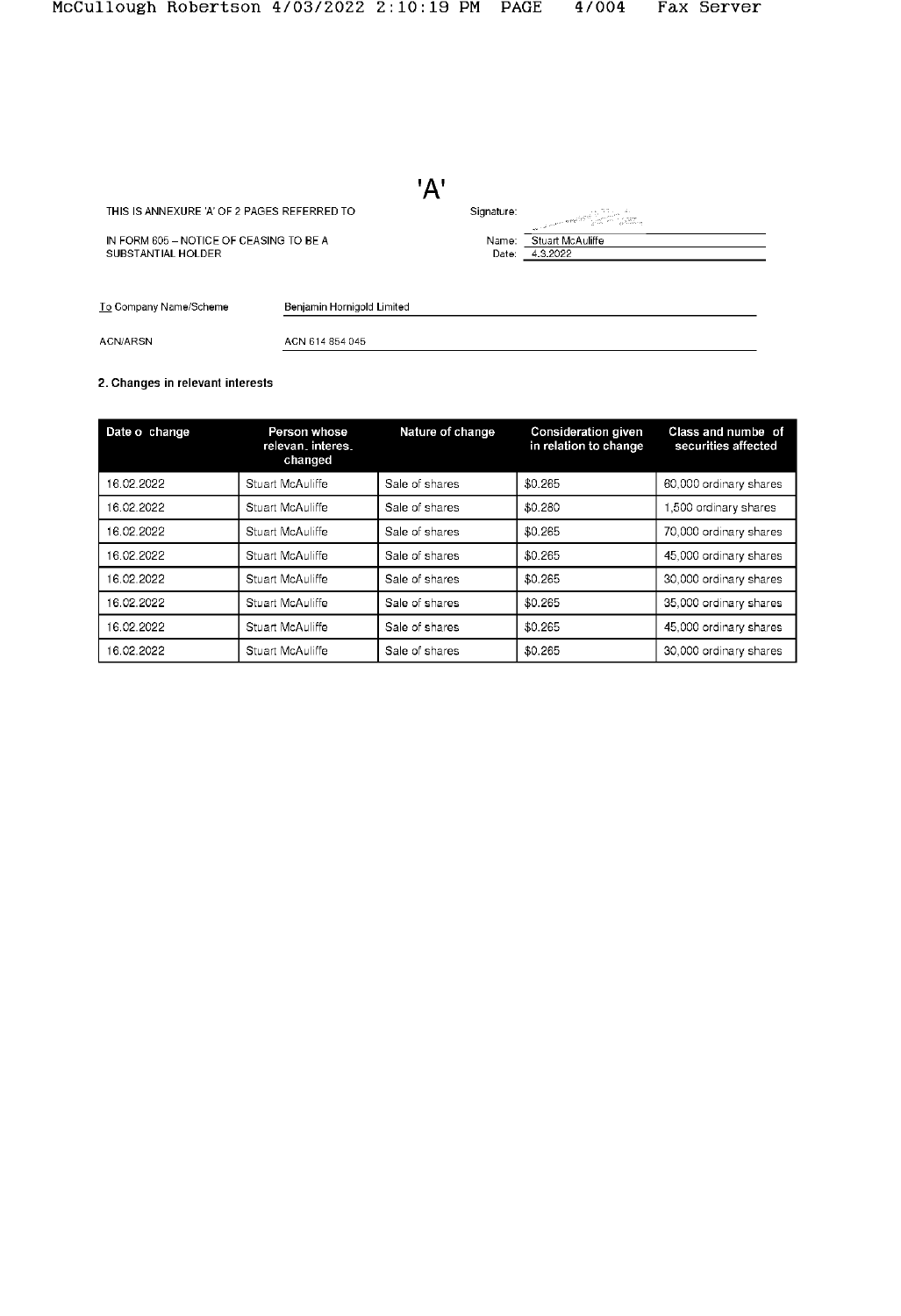# 'A'

THIS IS ANNEXURE 'A' OF 2 PAGES REFERRED TO

IN FORM 605 – NOTICE OF CEASING TO BE A SUBSTANTIAL HOLDER

Signature:

Name: Stuart McAuliffe

Date: 4.3.2022

To Company Name/Scheme: Benjamin Hornigold Limited

ACN/ARSN: ACN 614 854 045

**2. Changes in relevant interests**

| Date o change | Person whose relevan. interes. changed | Nature of change | Consideration given in relation to change | Class and numbe of securities affected |
|---|---|---|---|---|
| 16.02.2022 | Stuart McAuliffe | Sale of shares | $0.265 | 80,000 ordinary shares |
| 16.02.2022 | Stuart McAuliffe | Sale of shares | $0.280 | 1,500 ordinary shares |
| 16.02.2022 | Stuart McAuliffe | Sale of shares | $0.265 | 70,000 ordinary shares |
| 16.02.2022 | Stuart McAuliffe | Sale of shares | $0.265 | 45,000 ordinary shares |
| 16.02.2022 | Stuart McAuliffe | Sale of shares | $0.265 | 30,000 ordinary shares |
| 16.02.2022 | Stuart McAuliffe | Sale of shares | $0.265 | 35,000 ordinary shares |
| 16.02.2022 | Stuart McAuliffe | Sale of shares | $0.265 | 45,000 ordinary shares |
| 16.02.2022 | Stuart McAuliffe | Sale of shares | $0.265 | 30,000 ordinary shares |